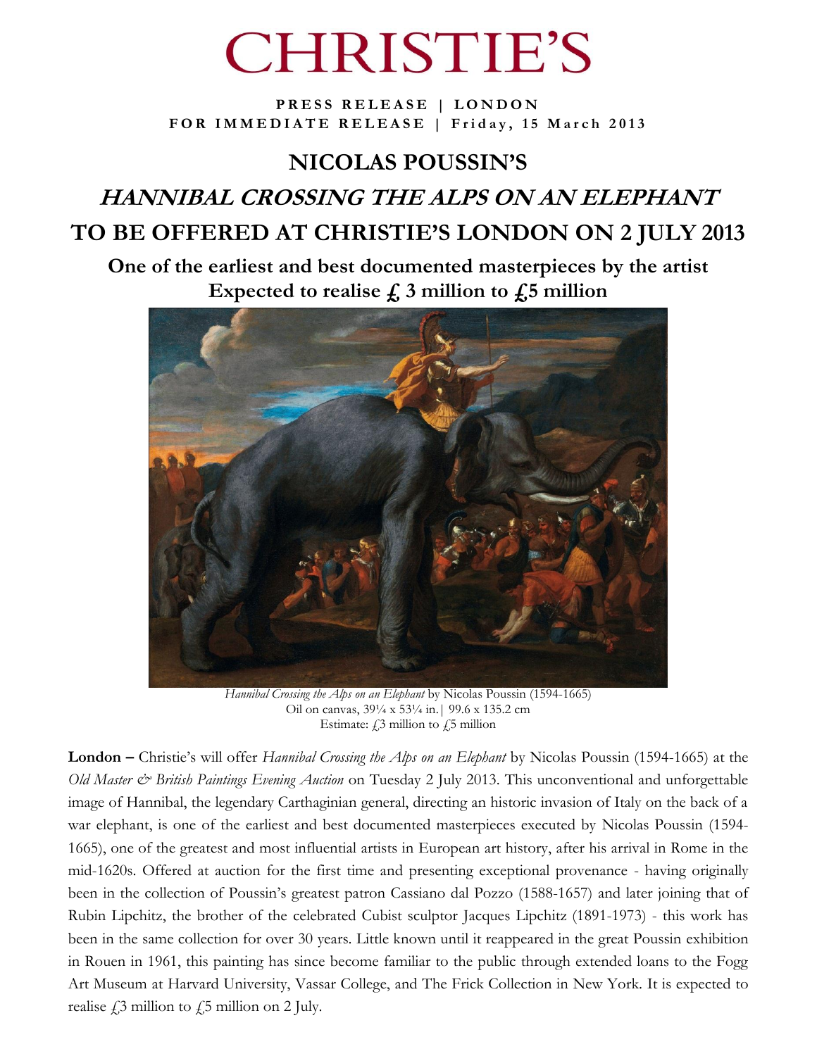# CHRISTIE'S

**PRESS RELEASE | LONDON**
**FOR IMMEDIATE RELEASE | Friday, 15 March 2013**

## NICOLAS POUSSIN'S
## *HANNIBAL CROSSING THE ALPS ON AN ELEPHANT*
## TO BE OFFERED AT CHRISTIE'S LONDON ON 2 JULY 2013

### One of the earliest and best documented masterpieces by the artist
### Expected to realise £ 3 million to £5 million

*Hannibal Crossing the Alps on an Elephant* by Nicolas Poussin (1594-1665)
Oil on canvas, 39¼ x 53¼ in.| 99.6 x 135.2 cm
Estimate: £3 million to £5 million

**London –** Christie's will offer *Hannibal Crossing the Alps on an Elephant* by Nicolas Poussin (1594-1665) at the *Old Master & British Paintings Evening Auction* on Tuesday 2 July 2013. This unconventional and unforgettable image of Hannibal, the legendary Carthaginian general, directing an historic invasion of Italy on the back of a war elephant, is one of the earliest and best documented masterpieces executed by Nicolas Poussin (1594-1665), one of the greatest and most influential artists in European art history, after his arrival in Rome in the mid-1620s. Offered at auction for the first time and presenting exceptional provenance - having originally been in the collection of Poussin's greatest patron Cassiano dal Pozzo (1588-1657) and later joining that of Rubin Lipchitz, the brother of the celebrated Cubist sculptor Jacques Lipchitz (1891-1973) - this work has been in the same collection for over 30 years. Little known until it reappeared in the great Poussin exhibition in Rouen in 1961, this painting has since become familiar to the public through extended loans to the Fogg Art Museum at Harvard University, Vassar College, and The Frick Collection in New York. It is expected to realise £3 million to £5 million on 2 July.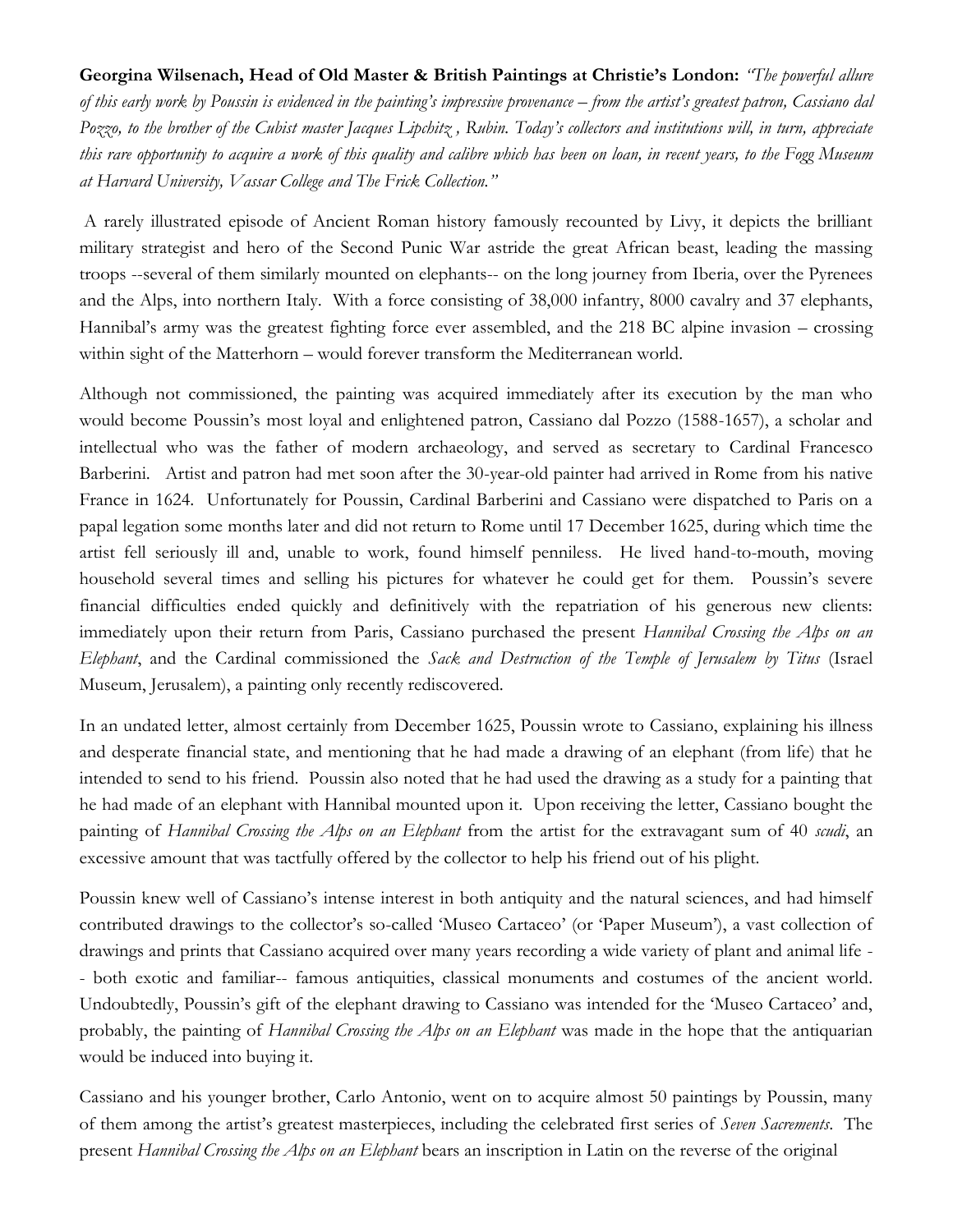**Georgina Wilsenach, Head of Old Master & British Paintings at Christie's London:** *"The powerful allure of this early work by Poussin is evidenced in the painting's impressive provenance – from the artist's greatest patron, Cassiano dal Pozzo, to the brother of the Cubist master Jacques Lipchitz , Rubin. Today's collectors and institutions will, in turn, appreciate this rare opportunity to acquire a work of this quality and calibre which has been on loan, in recent years, to the Fogg Museum at Harvard University, Vassar College and The Frick Collection."*

A rarely illustrated episode of Ancient Roman history famously recounted by Livy, it depicts the brilliant military strategist and hero of the Second Punic War astride the great African beast, leading the massing troops --several of them similarly mounted on elephants-- on the long journey from Iberia, over the Pyrenees and the Alps, into northern Italy. With a force consisting of 38,000 infantry, 8000 cavalry and 37 elephants, Hannibal's army was the greatest fighting force ever assembled, and the 218 BC alpine invasion – crossing within sight of the Matterhorn – would forever transform the Mediterranean world.

Although not commissioned, the painting was acquired immediately after its execution by the man who would become Poussin's most loyal and enlightened patron, Cassiano dal Pozzo (1588-1657), a scholar and intellectual who was the father of modern archaeology, and served as secretary to Cardinal Francesco Barberini. Artist and patron had met soon after the 30-year-old painter had arrived in Rome from his native France in 1624. Unfortunately for Poussin, Cardinal Barberini and Cassiano were dispatched to Paris on a papal legation some months later and did not return to Rome until 17 December 1625, during which time the artist fell seriously ill and, unable to work, found himself penniless. He lived hand-to-mouth, moving household several times and selling his pictures for whatever he could get for them. Poussin's severe financial difficulties ended quickly and definitively with the repatriation of his generous new clients: immediately upon their return from Paris, Cassiano purchased the present *Hannibal Crossing the Alps on an Elephant*, and the Cardinal commissioned the *Sack and Destruction of the Temple of Jerusalem by Titus* (Israel Museum, Jerusalem), a painting only recently rediscovered.

In an undated letter, almost certainly from December 1625, Poussin wrote to Cassiano, explaining his illness and desperate financial state, and mentioning that he had made a drawing of an elephant (from life) that he intended to send to his friend. Poussin also noted that he had used the drawing as a study for a painting that he had made of an elephant with Hannibal mounted upon it. Upon receiving the letter, Cassiano bought the painting of *Hannibal Crossing the Alps on an Elephant* from the artist for the extravagant sum of 40 *scudi*, an excessive amount that was tactfully offered by the collector to help his friend out of his plight.

Poussin knew well of Cassiano's intense interest in both antiquity and the natural sciences, and had himself contributed drawings to the collector's so-called 'Museo Cartaceo' (or 'Paper Museum'), a vast collection of drawings and prints that Cassiano acquired over many years recording a wide variety of plant and animal life -- both exotic and familiar-- famous antiquities, classical monuments and costumes of the ancient world. Undoubtedly, Poussin's gift of the elephant drawing to Cassiano was intended for the 'Museo Cartaceo' and, probably, the painting of *Hannibal Crossing the Alps on an Elephant* was made in the hope that the antiquarian would be induced into buying it.

Cassiano and his younger brother, Carlo Antonio, went on to acquire almost 50 paintings by Poussin, many of them among the artist's greatest masterpieces, including the celebrated first series of *Seven Sacrements*. The present *Hannibal Crossing the Alps on an Elephant* bears an inscription in Latin on the reverse of the original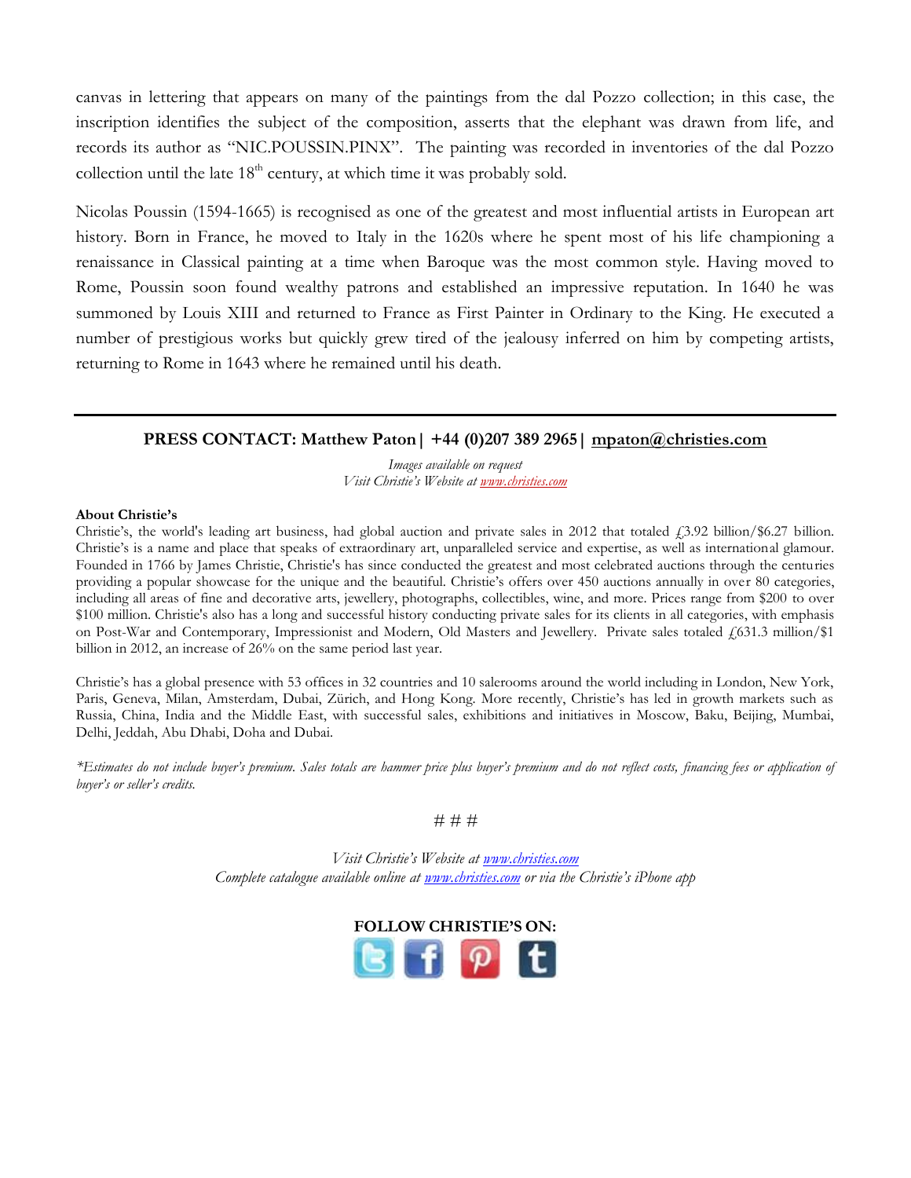canvas in lettering that appears on many of the paintings from the dal Pozzo collection; in this case, the inscription identifies the subject of the composition, asserts that the elephant was drawn from life, and records its author as "NIC.POUSSIN.PINX". The painting was recorded in inventories of the dal Pozzo collection until the late 18th century, at which time it was probably sold.

Nicolas Poussin (1594-1665) is recognised as one of the greatest and most influential artists in European art history. Born in France, he moved to Italy in the 1620s where he spent most of his life championing a renaissance in Classical painting at a time when Baroque was the most common style. Having moved to Rome, Poussin soon found wealthy patrons and established an impressive reputation. In 1640 he was summoned by Louis XIII and returned to France as First Painter in Ordinary to the King. He executed a number of prestigious works but quickly grew tired of the jealousy inferred on him by competing artists, returning to Rome in 1643 where he remained until his death.

---

**PRESS CONTACT: Matthew Paton | +44 (0)207 389 2965 | mpaton@christies.com**

*Images available on request*
*Visit Christie's Website at www.christies.com*

**About Christie's**
Christie's, the world's leading art business, had global auction and private sales in 2012 that totaled £3.92 billion/$6.27 billion. Christie's is a name and place that speaks of extraordinary art, unparalleled service and expertise, as well as international glamour. Founded in 1766 by James Christie, Christie's has since conducted the greatest and most celebrated auctions through the centuries providing a popular showcase for the unique and the beautiful. Christie's offers over 450 auctions annually in over 80 categories, including all areas of fine and decorative arts, jewellery, photographs, collectibles, wine, and more. Prices range from $200 to over $100 million. Christie's also has a long and successful history conducting private sales for its clients in all categories, with emphasis on Post-War and Contemporary, Impressionist and Modern, Old Masters and Jewellery. Private sales totaled £631.3 million/$1 billion in 2012, an increase of 26% on the same period last year.

Christie's has a global presence with 53 offices in 32 countries and 10 salerooms around the world including in London, New York, Paris, Geneva, Milan, Amsterdam, Dubai, Zürich, and Hong Kong. More recently, Christie's has led in growth markets such as Russia, China, India and the Middle East, with successful sales, exhibitions and initiatives in Moscow, Baku, Beijing, Mumbai, Delhi, Jeddah, Abu Dhabi, Doha and Dubai.

*\*Estimates do not include buyer's premium. Sales totals are hammer price plus buyer's premium and do not reflect costs, financing fees or application of buyer's or seller's credits.*

# # #

*Visit Christie's Website at www.christies.com*
*Complete catalogue available online at www.christies.com or via the Christie's iPhone app*

**FOLLOW CHRISTIE'S ON:**